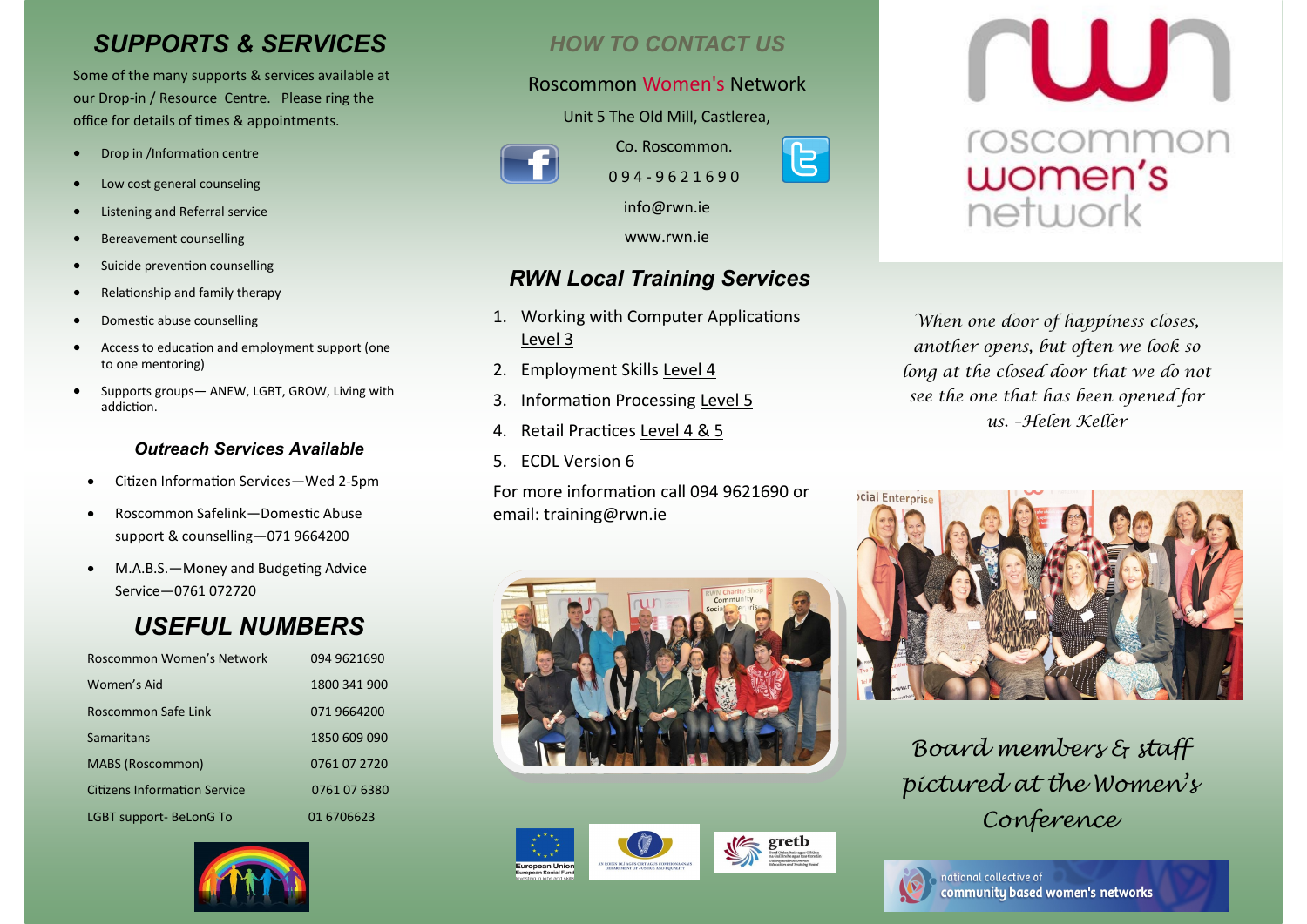## SUPPORTS & SERVICES

Some of the many supports & services available at our Drop-in / Resource Centre. Please ring the office for details of times & appointments.

- Drop in /Information centre
- Low cost general counseling
- Listening and Referral service
- Bereavement counselling
- Suicide prevention counselling
- Relationship and family therapy
- Domestic abuse counselling
- Access to education and employment support (one to one mentoring)
- Supports groups— ANEW, LGBT, GROW, Living with addiction.

### Outreach Services Available

- Citizen Information Services—Wed 2-5pm
- Roscommon Safelink—Domestic Abuse support & counselling—071 9664200
- M.A.B.S.—Money and Budgeting Advice Service—0761 072720

## USEFUL NUMBERS

| | |
|---|---|
| Roscommon Women's Network | 094 9621690 |
| Women's Aid | 1800 341 900 |
| Roscommon Safe Link | 071 9664200 |
| Samaritans | 1850 609 090 |
| MABS (Roscommon) | 0761 07 2720 |
| Citizens Information Service | 0761 07 6380 |
| LGBT support- BeLonG To | 01 6706623 |

## HOW TO CONTACT US

Roscommon Women's Network

Unit 5 The Old Mill, Castlerea,

Co. Roscommon.

094-9621690

info@rwn.ie

www.rwn.ie

## RWN Local Training Services

1. Working with Computer Applications Level 3
2. Employment Skills Level 4
3. Information Processing Level 5
4. Retail Practices Level 4 & 5
5. ECDL Version 6

For more information call 094 9621690 or email: training@rwn.ie

# rwn roscommon women's network

*When one door of happiness closes, another opens, but often we look so long at the closed door that we do not see the one that has been opened for us. -Helen Keller*

*Board members & staff pictured at the Women's Conference*

national collective of community based women's networks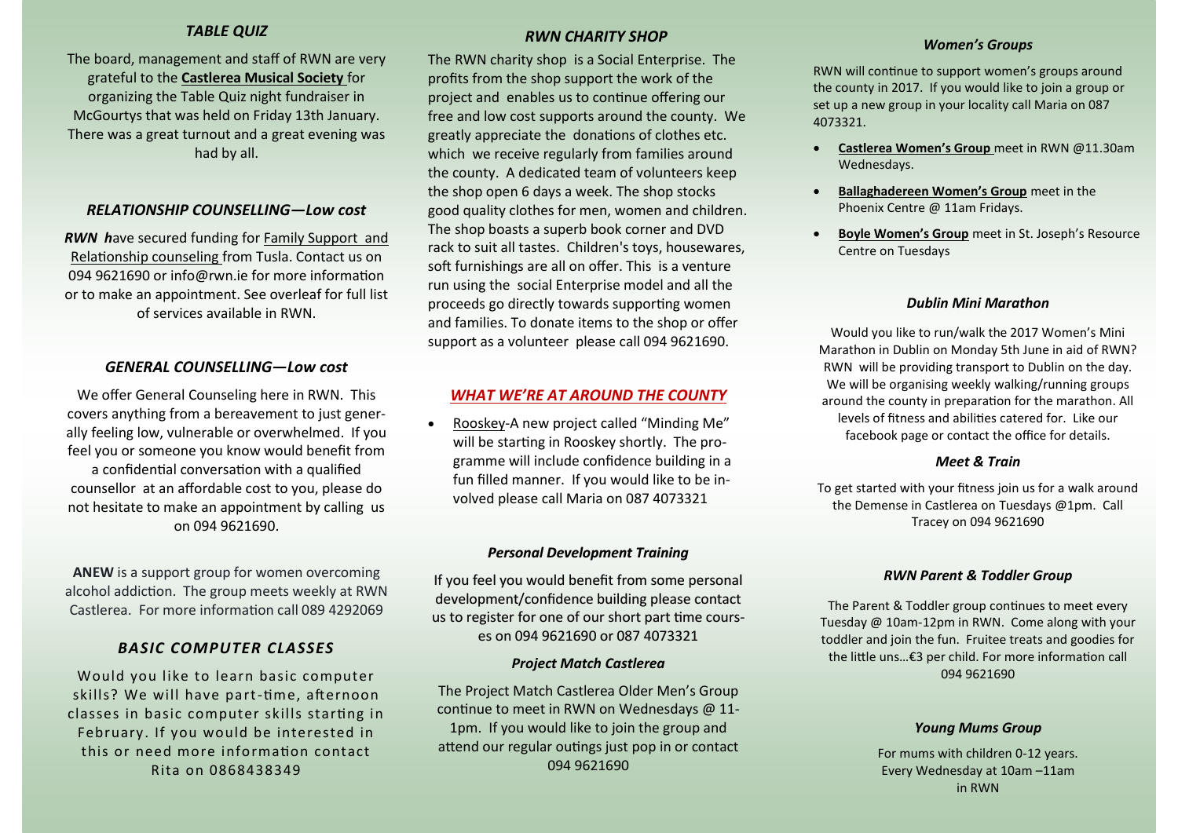### *TABLE QUIZ*

The board, management and staff of RWN are very grateful to the **Castlerea Musical Society** for organizing the Table Quiz night fundraiser in McGourtys that was held on Friday 13th January. There was a great turnout and a great evening was had by all.

### *RELATIONSHIP COUNSELLING—Low cost*

***RWN h***ave secured funding for Family Support and Relationship counseling from Tusla. Contact us on 094 9621690 or info@rwn.ie for more information or to make an appointment. See overleaf for full list of services available in RWN.

### *GENERAL COUNSELLING—Low cost*

We offer General Counseling here in RWN. This covers anything from a bereavement to just generally feeling low, vulnerable or overwhelmed. If you feel you or someone you know would benefit from a confidential conversation with a qualified counsellor at an affordable cost to you, please do not hesitate to make an appointment by calling us on 094 9621690.

**ANEW** is a support group for women overcoming alcohol addiction. The group meets weekly at RWN Castlerea. For more information call 089 4292069

### *BASIC COMPUTER CLASSES*

Would you like to learn basic computer skills? We will have part-time, afternoon classes in basic computer skills starting in February. If you would be interested in this or need more information contact Rita on 0868438349

### *RWN CHARITY SHOP*

The RWN charity shop is a Social Enterprise. The profits from the shop support the work of the project and enables us to continue offering our free and low cost supports around the county. We greatly appreciate the donations of clothes etc. which we receive regularly from families around the county. A dedicated team of volunteers keep the shop open 6 days a week. The shop stocks good quality clothes for men, women and children. The shop boasts a superb book corner and DVD rack to suit all tastes. Children's toys, housewares, soft furnishings are all on offer. This is a venture run using the social Enterprise model and all the proceeds go directly towards supporting women and families. To donate items to the shop or offer support as a volunteer please call 094 9621690.

### *WHAT WE'RE AT AROUND THE COUNTY*

- Rooskey-A new project called "Minding Me" will be starting in Rooskey shortly. The programme will include confidence building in a fun filled manner. If you would like to be involved please call Maria on 087 4073321

### *Personal Development Training*

If you feel you would benefit from some personal development/confidence building please contact us to register for one of our short part time courses on 094 9621690 or 087 4073321

### *Project Match Castlerea*

The Project Match Castlerea Older Men's Group continue to meet in RWN on Wednesdays @ 11-1pm. If you would like to join the group and attend our regular outings just pop in or contact 094 9621690

### *Women's Groups*

RWN will continue to support women's groups around the county in 2017. If you would like to join a group or set up a new group in your locality call Maria on 087 4073321.

- **Castlerea Women's Group** meet in RWN @11.30am Wednesdays.
- **Ballaghadereen Women's Group** meet in the Phoenix Centre @ 11am Fridays.
- **Boyle Women's Group** meet in St. Joseph's Resource Centre on Tuesdays

### *Dublin Mini Marathon*

Would you like to run/walk the 2017 Women's Mini Marathon in Dublin on Monday 5th June in aid of RWN? RWN will be providing transport to Dublin on the day. We will be organising weekly walking/running groups around the county in preparation for the marathon. All levels of fitness and abilities catered for. Like our facebook page or contact the office for details.

### *Meet & Train*

To get started with your fitness join us for a walk around the Demense in Castlerea on Tuesdays @1pm. Call Tracey on 094 9621690

### *RWN Parent & Toddler Group*

The Parent & Toddler group continues to meet every Tuesday @ 10am-12pm in RWN. Come along with your toddler and join the fun. Fruitee treats and goodies for the little uns…€3 per child. For more information call 094 9621690

### *Young Mums Group*

For mums with children 0-12 years. Every Wednesday at 10am –11am in RWN